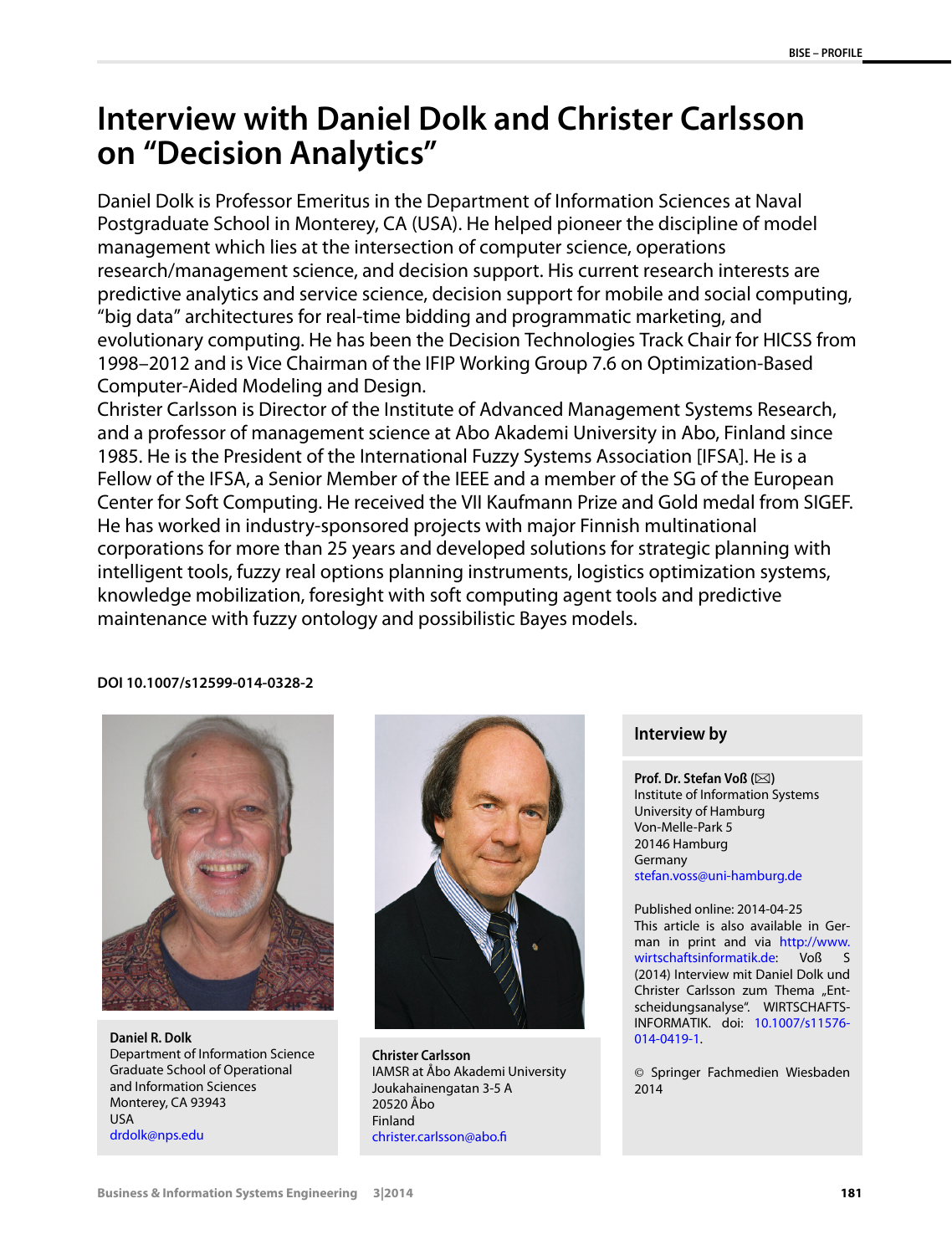# Interview with Daniel Dolk and Christer Carlsson on "Decision Analytics"

Daniel Dolk is Professor Emeritus in the Department of Information Sciences at Naval Postgraduate School in Monterey, CA (USA). He helped pioneer the discipline of model management which lies at the intersection of computer science, operations research/management science, and decision support. His current research interests are predictive analytics and service science, decision support for mobile and social computing, "big data" architectures for real-time bidding and programmatic marketing, and evolutionary computing. He has been the Decision Technologies Track Chair for HICSS from 1998–2012 and is Vice Chairman of the IFIP Working Group 7.6 on Optimization-Based Computer-Aided Modeling and Design.

Christer Carlsson is Director of the Institute of Advanced Management Systems Research, and a professor of management science at Abo Akademi University in Abo, Finland since 1985. He is the President of the International Fuzzy Systems Association [IFSA]. He is a Fellow of the IFSA, a Senior Member of the IEEE and a member of the SG of the European Center for Soft Computing. He received the VII Kaufmann Prize and Gold medal from SIGEF. He has worked in industry-sponsored projects with major Finnish multinational corporations for more than 25 years and developed solutions for strategic planning with intelligent tools, fuzzy real options planning instruments, logistics optimization systems, knowledge mobilization, foresight with soft computing agent tools and predictive maintenance with fuzzy ontology and possibilistic Bayes models.

**DOI 10.1007/s12599-014-0328-2**

**Daniel R. Dolk**
Department of Information Science
Graduate School of Operational and Information Sciences
Monterey, CA 93943
USA
drdolk@nps.edu

**Christer Carlsson**
IAMSR at Åbo Akademi University
Joukahainengatan 3-5 A
20520 Åbo
Finland
christer.carlsson@abo.fi

## Interview by

**Prof. Dr. Stefan Voß** (✉)
Institute of Information Systems
University of Hamburg
Von-Melle-Park 5
20146 Hamburg
Germany
stefan.voss@uni-hamburg.de

Published online: 2014-04-25

This article is also available in German in print and via http://www.wirtschaftsinformatik.de: Voß S (2014) Interview mit Daniel Dolk und Christer Carlsson zum Thema „Entscheidungsanalyse". WIRTSCHAFTSINFORMATIK. doi: 10.1007/s11576-014-0419-1.

© Springer Fachmedien Wiesbaden 2014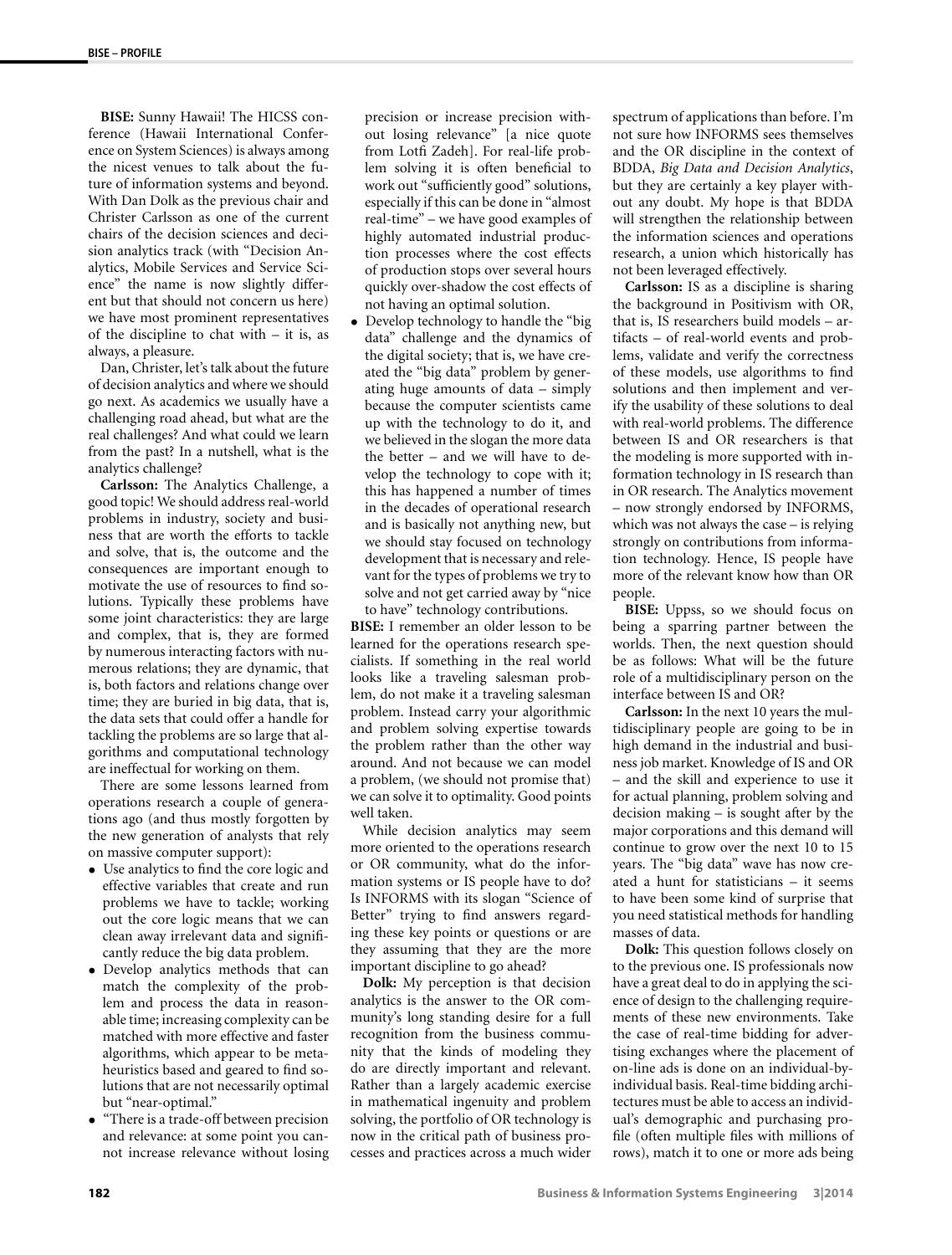**BISE:** Sunny Hawaii! The HICSS conference (Hawaii International Conference on System Sciences) is always among the nicest venues to talk about the future of information systems and beyond. With Dan Dolk as the previous chair and Christer Carlsson as one of the current chairs of the decision sciences and decision analytics track (with "Decision Analytics, Mobile Services and Service Science" the name is now slightly different but that should not concern us here) we have most prominent representatives of the discipline to chat with – it is, as always, a pleasure.

Dan, Christer, let's talk about the future of decision analytics and where we should go next. As academics we usually have a challenging road ahead, but what are the real challenges? And what could we learn from the past? In a nutshell, what is the analytics challenge?

**Carlsson:** The Analytics Challenge, a good topic! We should address real-world problems in industry, society and business that are worth the efforts to tackle and solve, that is, the outcome and the consequences are important enough to motivate the use of resources to find solutions. Typically these problems have some joint characteristics: they are large and complex, that is, they are formed by numerous interacting factors with numerous relations; they are dynamic, that is, both factors and relations change over time; they are buried in big data, that is, the data sets that could offer a handle for tackling the problems are so large that algorithms and computational technology are ineffectual for working on them.

There are some lessons learned from operations research a couple of generations ago (and thus mostly forgotten by the new generation of analysts that rely on massive computer support):

- Use analytics to find the core logic and effective variables that create and run problems we have to tackle; working out the core logic means that we can clean away irrelevant data and significantly reduce the big data problem.
- Develop analytics methods that can match the complexity of the problem and process the data in reasonable time; increasing complexity can be matched with more effective and faster algorithms, which appear to be metaheuristics based and geared to find solutions that are not necessarily optimal but "near-optimal."
- "There is a trade-off between precision and relevance: at some point you cannot increase relevance without losing precision or increase precision without losing relevance" [a nice quote from Lotfi Zadeh]. For real-life problem solving it is often beneficial to work out "sufficiently good" solutions, especially if this can be done in "almost real-time" – we have good examples of highly automated industrial production processes where the cost effects of production stops over several hours quickly over-shadow the cost effects of not having an optimal solution.
- Develop technology to handle the "big data" challenge and the dynamics of the digital society; that is, we have created the "big data" problem by generating huge amounts of data – simply because the computer scientists came up with the technology to do it, and we believed in the slogan the more data the better – and we will have to develop the technology to cope with it; this has happened a number of times in the decades of operational research and is basically not anything new, but we should stay focused on technology development that is necessary and relevant for the types of problems we try to solve and not get carried away by "nice to have" technology contributions.

**BISE:** I remember an older lesson to be learned for the operations research specialists. If something in the real world looks like a traveling salesman problem, do not make it a traveling salesman problem. Instead carry your algorithmic and problem solving expertise towards the problem rather than the other way around. And not because we can model a problem, (we should not promise that) we can solve it to optimality. Good points well taken.

While decision analytics may seem more oriented to the operations research or OR community, what do the information systems or IS people have to do? Is INFORMS with its slogan "Science of Better" trying to find answers regarding these key points or questions or are they assuming that they are the more important discipline to go ahead?

**Dolk:** My perception is that decision analytics is the answer to the OR community's long standing desire for a full recognition from the business community that the kinds of modeling they do are directly important and relevant. Rather than a largely academic exercise in mathematical ingenuity and problem solving, the portfolio of OR technology is now in the critical path of business processes and practices across a much wider spectrum of applications than before. I'm not sure how INFORMS sees themselves and the OR discipline in the context of BDDA, *Big Data and Decision Analytics*, but they are certainly a key player without any doubt. My hope is that BDDA will strengthen the relationship between the information sciences and operations research, a union which historically has not been leveraged effectively.

**Carlsson:** IS as a discipline is sharing the background in Positivism with OR, that is, IS researchers build models – artifacts – of real-world events and problems, validate and verify the correctness of these models, use algorithms to find solutions and then implement and verify the usability of these solutions to deal with real-world problems. The difference between IS and OR researchers is that the modeling is more supported with information technology in IS research than in OR research. The Analytics movement – now strongly endorsed by INFORMS, which was not always the case – is relying strongly on contributions from information technology. Hence, IS people have more of the relevant know how than OR people.

**BISE:** Uppss, so we should focus on being a sparring partner between the worlds. Then, the next question should be as follows: What will be the future role of a multidisciplinary person on the interface between IS and OR?

**Carlsson:** In the next 10 years the multidisciplinary people are going to be in high demand in the industrial and business job market. Knowledge of IS and OR – and the skill and experience to use it for actual planning, problem solving and decision making – is sought after by the major corporations and this demand will continue to grow over the next 10 to 15 years. The "big data" wave has now created a hunt for statisticians – it seems to have been some kind of surprise that you need statistical methods for handling masses of data.

**Dolk:** This question follows closely on to the previous one. IS professionals now have a great deal to do in applying the science of design to the challenging requirements of these new environments. Take the case of real-time bidding for advertising exchanges where the placement of on-line ads is done on an individual-by-individual basis. Real-time bidding architectures must be able to access an individual's demographic and purchasing profile (often multiple files with millions of rows), match it to one or more ads being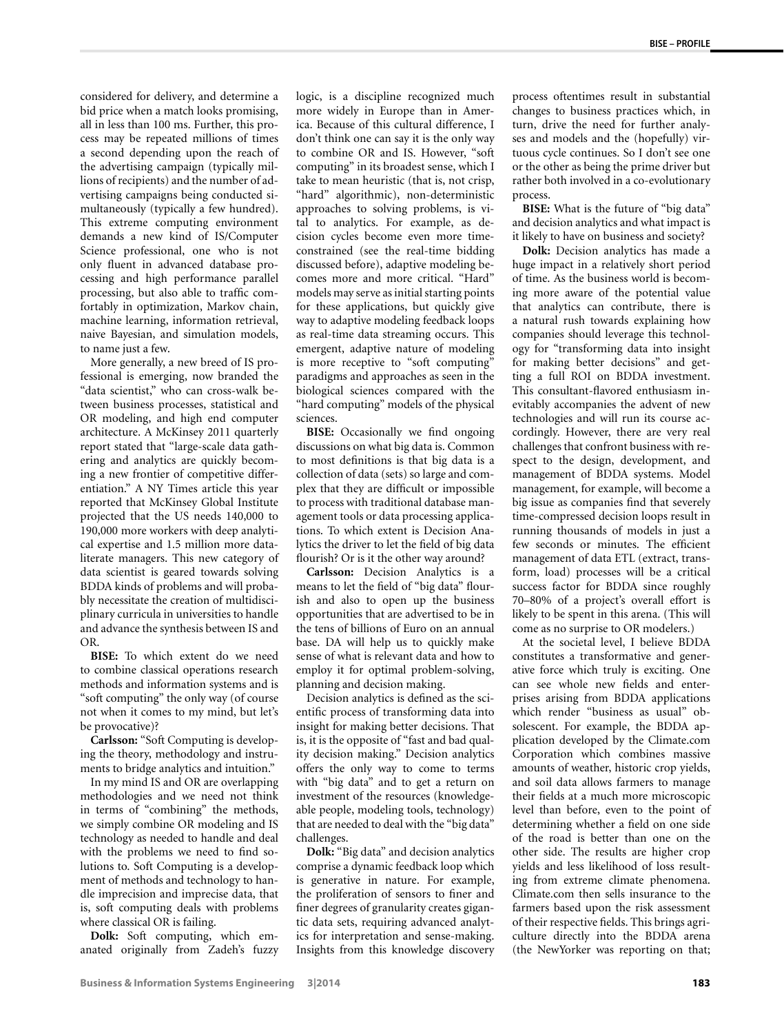considered for delivery, and determine a bid price when a match looks promising, all in less than 100 ms. Further, this process may be repeated millions of times a second depending upon the reach of the advertising campaign (typically millions of recipients) and the number of advertising campaigns being conducted simultaneously (typically a few hundred). This extreme computing environment demands a new kind of IS/Computer Science professional, one who is not only fluent in advanced database processing and high performance parallel processing, but also able to traffic comfortably in optimization, Markov chain, machine learning, information retrieval, naive Bayesian, and simulation models, to name just a few.

More generally, a new breed of IS professional is emerging, now branded the "data scientist," who can cross-walk between business processes, statistical and OR modeling, and high end computer architecture. A McKinsey 2011 quarterly report stated that "large-scale data gathering and analytics are quickly becoming a new frontier of competitive differentiation." A NY Times article this year reported that McKinsey Global Institute projected that the US needs 140,000 to 190,000 more workers with deep analytical expertise and 1.5 million more data-literate managers. This new category of data scientist is geared towards solving BDDA kinds of problems and will probably necessitate the creation of multidisciplinary curricula in universities to handle and advance the synthesis between IS and OR.

**BISE:** To which extent do we need to combine classical operations research methods and information systems and is "soft computing" the only way (of course not when it comes to my mind, but let's be provocative)?

**Carlsson:** "Soft Computing is developing the theory, methodology and instruments to bridge analytics and intuition."

In my mind IS and OR are overlapping methodologies and we need not think in terms of "combining" the methods, we simply combine OR modeling and IS technology as needed to handle and deal with the problems we need to find solutions to. Soft Computing is a development of methods and technology to handle imprecision and imprecise data, that is, soft computing deals with problems where classical OR is failing.

**Dolk:** Soft computing, which emanated originally from Zadeh's fuzzy logic, is a discipline recognized much more widely in Europe than in America. Because of this cultural difference, I don't think one can say it is the only way to combine OR and IS. However, "soft computing" in its broadest sense, which I take to mean heuristic (that is, not crisp, "hard" algorithmic), non-deterministic approaches to solving problems, is vital to analytics. For example, as decision cycles become even more time-constrained (see the real-time bidding discussed before), adaptive modeling becomes more and more critical. "Hard" models may serve as initial starting points for these applications, but quickly give way to adaptive modeling feedback loops as real-time data streaming occurs. This emergent, adaptive nature of modeling is more receptive to "soft computing" paradigms and approaches as seen in the biological sciences compared with the "hard computing" models of the physical sciences.

**BISE:** Occasionally we find ongoing discussions on what big data is. Common to most definitions is that big data is a collection of data (sets) so large and complex that they are difficult or impossible to process with traditional database management tools or data processing applications. To which extent is Decision Analytics the driver to let the field of big data flourish? Or is it the other way around?

**Carlsson:** Decision Analytics is a means to let the field of "big data" flourish and also to open up the business opportunities that are advertised to be in the tens of billions of Euro on an annual base. DA will help us to quickly make sense of what is relevant data and how to employ it for optimal problem-solving, planning and decision making.

Decision analytics is defined as the scientific process of transforming data into insight for making better decisions. That is, it is the opposite of "fast and bad quality decision making." Decision analytics offers the only way to come to terms with "big data" and to get a return on investment of the resources (knowledgeable people, modeling tools, technology) that are needed to deal with the "big data" challenges.

**Dolk:** "Big data" and decision analytics comprise a dynamic feedback loop which is generative in nature. For example, the proliferation of sensors to finer and finer degrees of granularity creates gigantic data sets, requiring advanced analytics for interpretation and sense-making. Insights from this knowledge discovery process oftentimes result in substantial changes to business practices which, in turn, drive the need for further analyses and models and the (hopefully) virtuous cycle continues. So I don't see one or the other as being the prime driver but rather both involved in a co-evolutionary process.

**BISE:** What is the future of "big data" and decision analytics and what impact is it likely to have on business and society?

**Dolk:** Decision analytics has made a huge impact in a relatively short period of time. As the business world is becoming more aware of the potential value that analytics can contribute, there is a natural rush towards explaining how companies should leverage this technology for "transforming data into insight for making better decisions" and getting a full ROI on BDDA investment. This consultant-flavored enthusiasm inevitably accompanies the advent of new technologies and will run its course accordingly. However, there are very real challenges that confront business with respect to the design, development, and management of BDDA systems. Model management, for example, will become a big issue as companies find that severely time-compressed decision loops result in running thousands of models in just a few seconds or minutes. The efficient management of data ETL (extract, transform, load) processes will be a critical success factor for BDDA since roughly 70–80% of a project's overall effort is likely to be spent in this arena. (This will come as no surprise to OR modelers.)

At the societal level, I believe BDDA constitutes a transformative and generative force which truly is exciting. One can see whole new fields and enterprises arising from BDDA applications which render "business as usual" obsolescent. For example, the BDDA application developed by the Climate.com Corporation which combines massive amounts of weather, historic crop yields, and soil data allows farmers to manage their fields at a much more microscopic level than before, even to the point of determining whether a field on one side of the road is better than one on the other side. The results are higher crop yields and less likelihood of loss resulting from extreme climate phenomena. Climate.com then sells insurance to the farmers based upon the risk assessment of their respective fields. This brings agriculture directly into the BDDA arena (the NewYorker was reporting on that;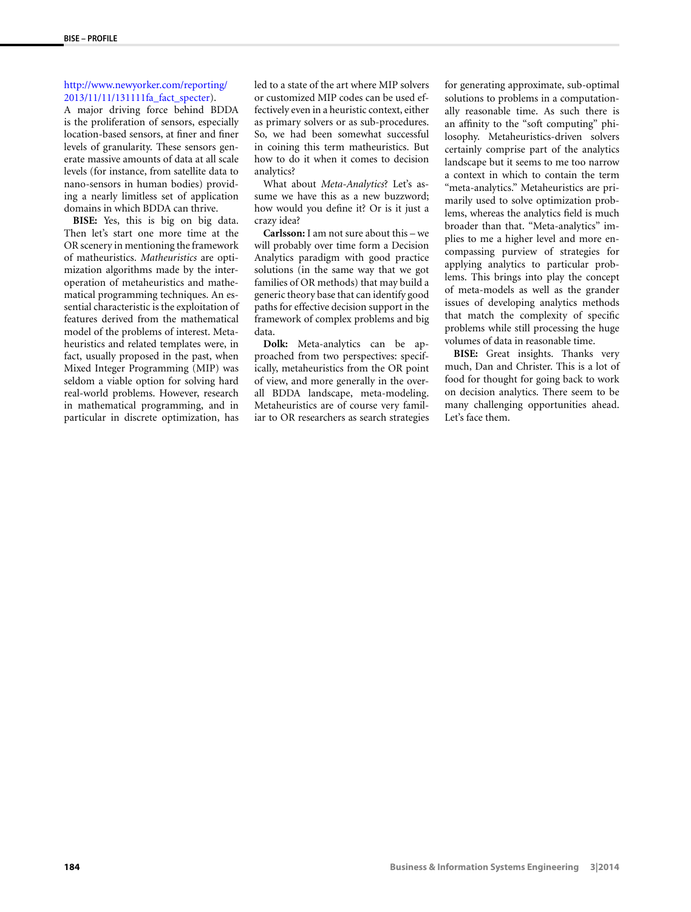http://www.newyorker.com/reporting/2013/11/11/131111fa_fact_specter).

A major driving force behind BDDA is the proliferation of sensors, especially location-based sensors, at finer and finer levels of granularity. These sensors generate massive amounts of data at all scale levels (for instance, from satellite data to nano-sensors in human bodies) providing a nearly limitless set of application domains in which BDDA can thrive.

**BISE:** Yes, this is big on big data. Then let's start one more time at the OR scenery in mentioning the framework of matheuristics. *Matheuristics* are optimization algorithms made by the interoperation of metaheuristics and mathematical programming techniques. An essential characteristic is the exploitation of features derived from the mathematical model of the problems of interest. Metaheuristics and related templates were, in fact, usually proposed in the past, when Mixed Integer Programming (MIP) was seldom a viable option for solving hard real-world problems. However, research in mathematical programming, and in particular in discrete optimization, has led to a state of the art where MIP solvers or customized MIP codes can be used effectively even in a heuristic context, either as primary solvers or as sub-procedures. So, we had been somewhat successful in coining this term matheuristics. But how to do it when it comes to decision analytics?

What about *Meta-Analytics*? Let's assume we have this as a new buzzword; how would you define it? Or is it just a crazy idea?

**Carlsson:** I am not sure about this – we will probably over time form a Decision Analytics paradigm with good practice solutions (in the same way that we got families of OR methods) that may build a generic theory base that can identify good paths for effective decision support in the framework of complex problems and big data.

**Dolk:** Meta-analytics can be approached from two perspectives: specifically, metaheuristics from the OR point of view, and more generally in the overall BDDA landscape, meta-modeling. Metaheuristics are of course very familiar to OR researchers as search strategies for generating approximate, sub-optimal solutions to problems in a computationally reasonable time. As such there is an affinity to the "soft computing" philosophy. Metaheuristics-driven solvers certainly comprise part of the analytics landscape but it seems to me too narrow a context in which to contain the term "meta-analytics." Metaheuristics are primarily used to solve optimization problems, whereas the analytics field is much broader than that. "Meta-analytics" implies to me a higher level and more encompassing purview of strategies for applying analytics to particular problems. This brings into play the concept of meta-models as well as the grander issues of developing analytics methods that match the complexity of specific problems while still processing the huge volumes of data in reasonable time.

**BISE:** Great insights. Thanks very much, Dan and Christer. This is a lot of food for thought for going back to work on decision analytics. There seem to be many challenging opportunities ahead. Let's face them.